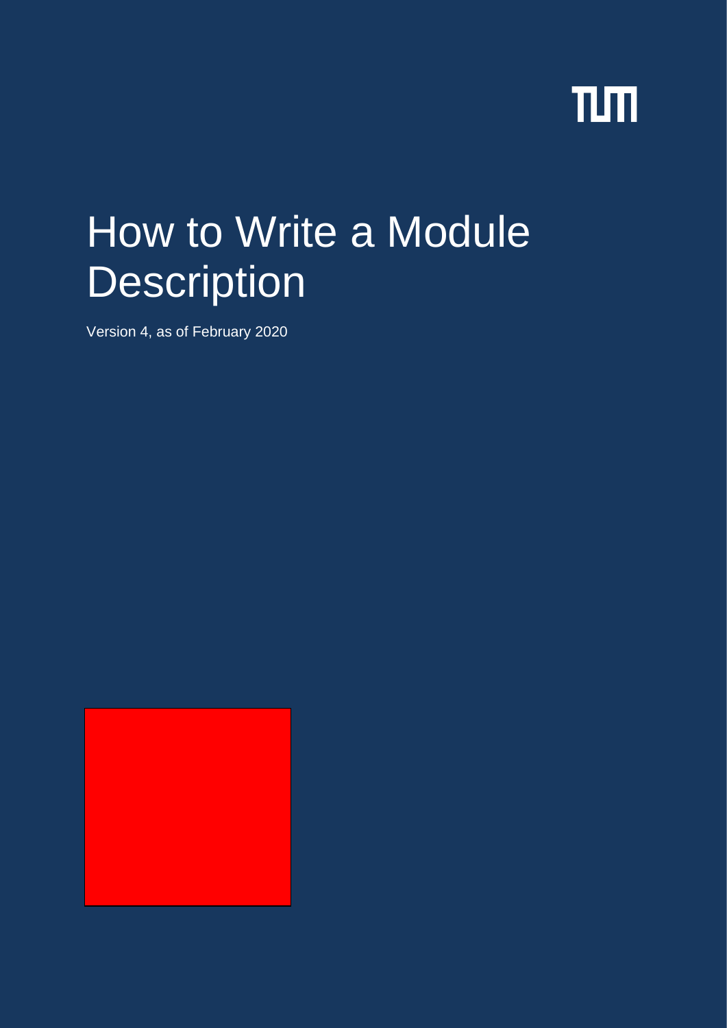# How to Write a Module Description

Version 4, as of February 2020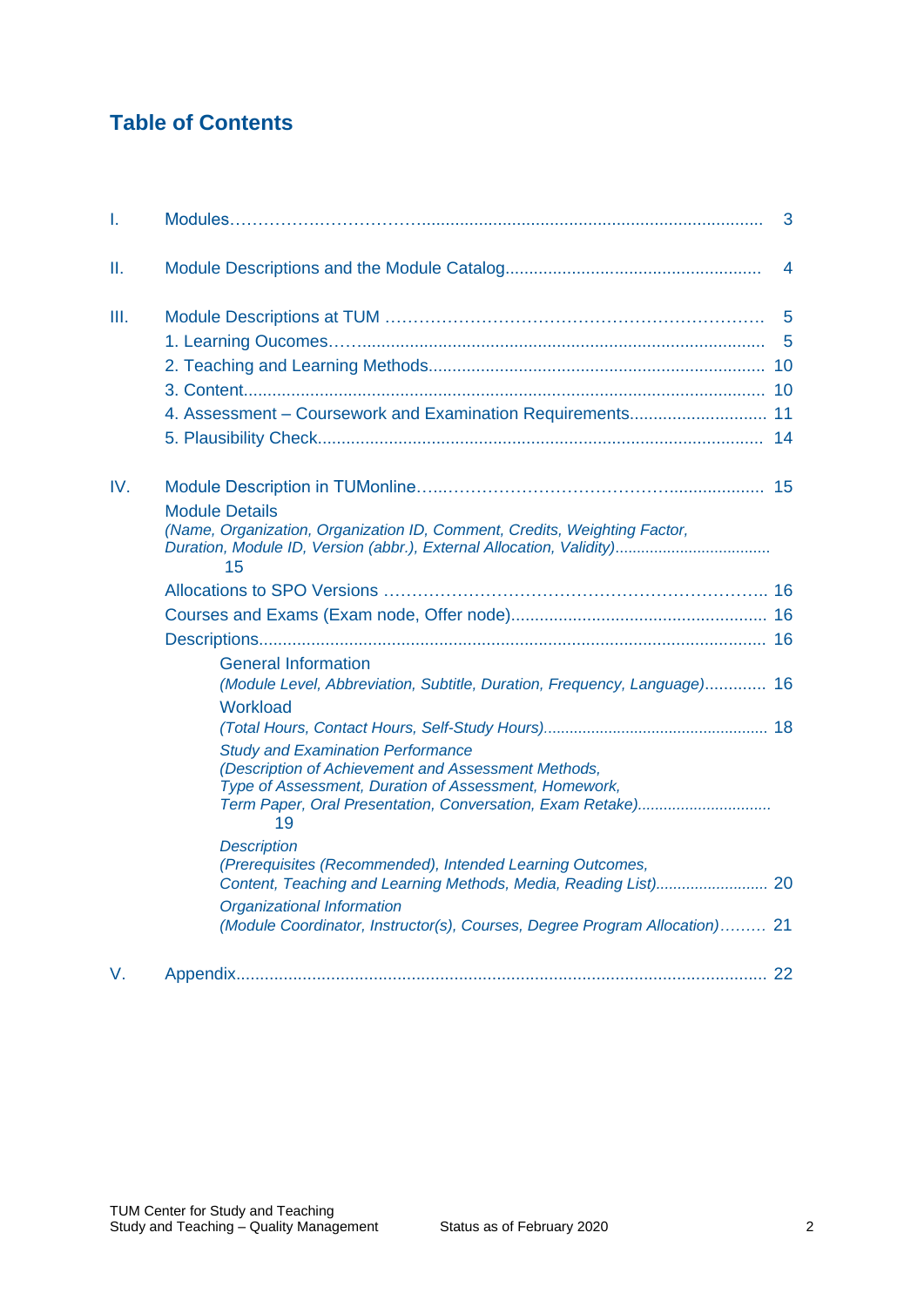# Table of Contents

I. Modules ... 3

II. Module Descriptions and the Module Catalog ... 4

III. Module Descriptions at TUM ... 5

- 1. Learning Oucomes ... 5
- 2. Teaching and Learning Methods ... 10
- 3. Content ... 10
- 4. Assessment – Coursework and Examination Requirements ... 11
- 5. Plausibility Check ... 14

IV. Module Description in TUMonline ... 15

- Module Details
  *(Name, Organization, Organization ID, Comment, Credits, Weighting Factor, Duration, Module ID, Version (abbr.), External Allocation, Validity)* ... 15
- Allocations to SPO Versions ... 16
- Courses and Exams (Exam node, Offer node) ... 16
- Descriptions ... 16
  - General Information
    *(Module Level, Abbreviation, Subtitle, Duration, Frequency, Language)* ... 16
  - Workload
    *(Total Hours, Contact Hours, Self-Study Hours)* ... 18
  - *Study and Examination Performance*
    *(Description of Achievement and Assessment Methods, Type of Assessment, Duration of Assessment, Homework, Term Paper, Oral Presentation, Conversation, Exam Retake)* ... 19
  - *Description*
    *(Prerequisites (Recommended), Intended Learning Outcomes, Content, Teaching and Learning Methods, Media, Reading List)* ... 20
  - *Organizational Information*
    *(Module Coordinator, Instructor(s), Courses, Degree Program Allocation)* ... 21

V. Appendix ... 22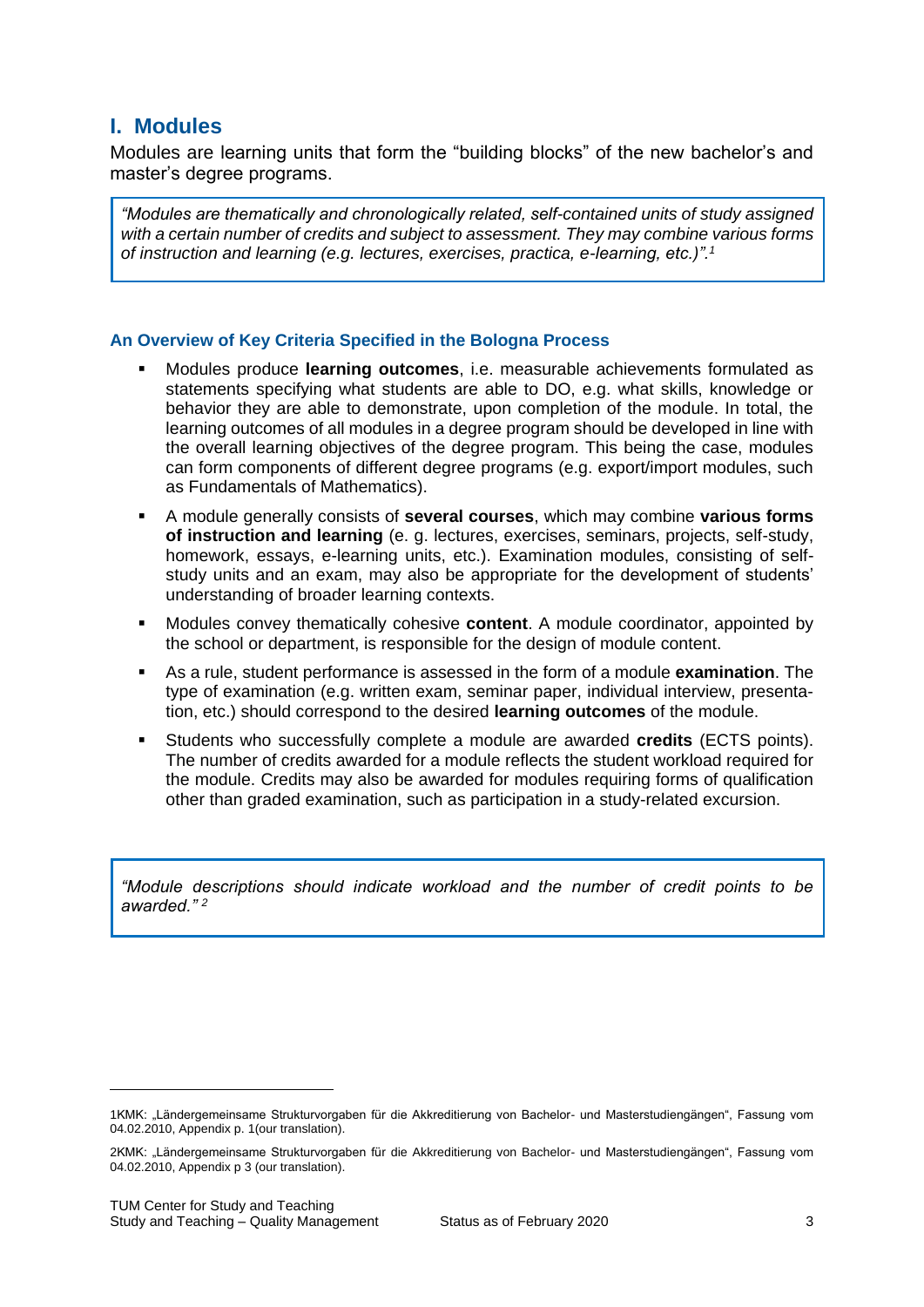# I. Modules

Modules are learning units that form the "building blocks" of the new bachelor's and master's degree programs.

> *"Modules are thematically and chronologically related, self-contained units of study assigned with a certain number of credits and subject to assessment. They may combine various forms of instruction and learning (e.g. lectures, exercises, practica, e-learning, etc.)".*[1]

### An Overview of Key Criteria Specified in the Bologna Process

- Modules produce **learning outcomes**, i.e. measurable achievements formulated as statements specifying what students are able to DO, e.g. what skills, knowledge or behavior they are able to demonstrate, upon completion of the module. In total, the learning outcomes of all modules in a degree program should be developed in line with the overall learning objectives of the degree program. This being the case, modules can form components of different degree programs (e.g. export/import modules, such as Fundamentals of Mathematics).
- A module generally consists of **several courses**, which may combine **various forms of instruction and learning** (e. g. lectures, exercises, seminars, projects, self-study, homework, essays, e-learning units, etc.). Examination modules, consisting of self-study units and an exam, may also be appropriate for the development of students' understanding of broader learning contexts.
- Modules convey thematically cohesive **content**. A module coordinator, appointed by the school or department, is responsible for the design of module content.
- As a rule, student performance is assessed in the form of a module **examination**. The type of examination (e.g. written exam, seminar paper, individual interview, presentation, etc.) should correspond to the desired **learning outcomes** of the module.
- Students who successfully complete a module are awarded **credits** (ECTS points). The number of credits awarded for a module reflects the student workload required for the module. Credits may also be awarded for modules requiring forms of qualification other than graded examination, such as participation in a study-related excursion.

> *"Module descriptions should indicate workload and the number of credit points to be awarded."* [2]

---

1KMK: „Ländergemeinsame Strukturvorgaben für die Akkreditierung von Bachelor- und Masterstudiengängen", Fassung vom 04.02.2010, Appendix p. 1(our translation).

2KMK: „Ländergemeinsame Strukturvorgaben für die Akkreditierung von Bachelor- und Masterstudiengängen", Fassung vom 04.02.2010, Appendix p 3 (our translation).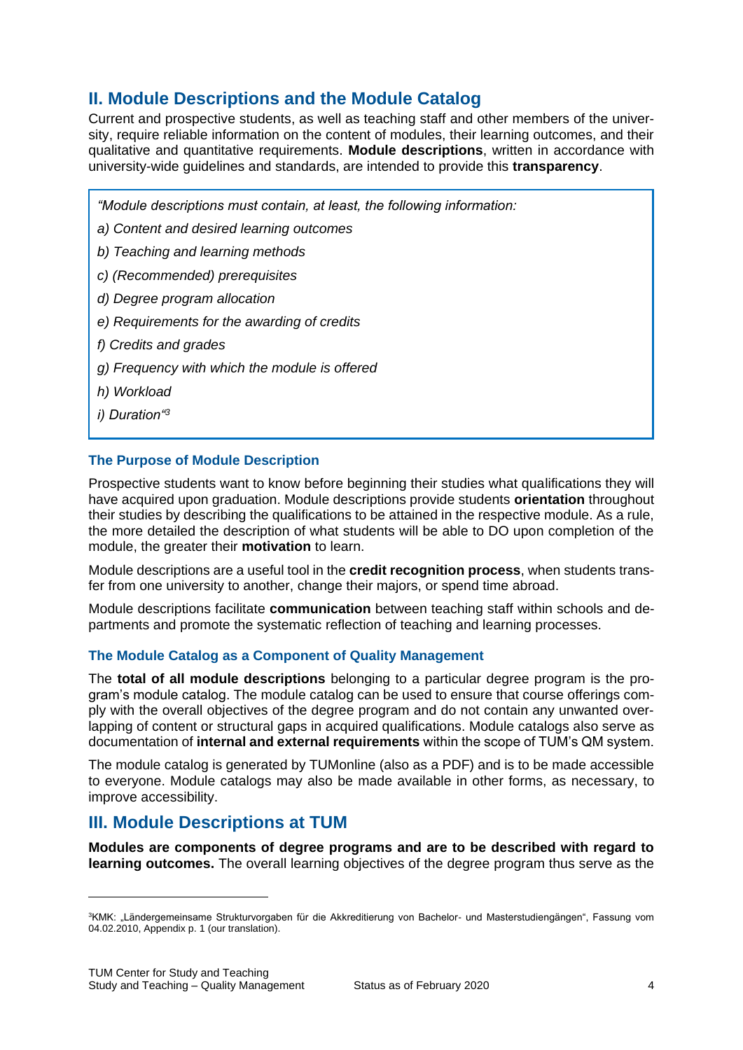## II. Module Descriptions and the Module Catalog

Current and prospective students, as well as teaching staff and other members of the university, require reliable information on the content of modules, their learning outcomes, and their qualitative and quantitative requirements. **Module descriptions**, written in accordance with university-wide guidelines and standards, are intended to provide this **transparency**.

> *"Module descriptions must contain, at least, the following information:*
>
> *a) Content and desired learning outcomes*
>
> *b) Teaching and learning methods*
>
> *c) (Recommended) prerequisites*
>
> *d) Degree program allocation*
>
> *e) Requirements for the awarding of credits*
>
> *f) Credits and grades*
>
> *g) Frequency with which the module is offered*
>
> *h) Workload*
>
> *i) Duration"*[3]

### The Purpose of Module Description

Prospective students want to know before beginning their studies what qualifications they will have acquired upon graduation. Module descriptions provide students **orientation** throughout their studies by describing the qualifications to be attained in the respective module. As a rule, the more detailed the description of what students will be able to DO upon completion of the module, the greater their **motivation** to learn.

Module descriptions are a useful tool in the **credit recognition process**, when students transfer from one university to another, change their majors, or spend time abroad.

Module descriptions facilitate **communication** between teaching staff within schools and departments and promote the systematic reflection of teaching and learning processes.

### The Module Catalog as a Component of Quality Management

The **total of all module descriptions** belonging to a particular degree program is the program's module catalog. The module catalog can be used to ensure that course offerings comply with the overall objectives of the degree program and do not contain any unwanted overlapping of content or structural gaps in acquired qualifications. Module catalogs also serve as documentation of **internal and external requirements** within the scope of TUM's QM system.

The module catalog is generated by TUMonline (also as a PDF) and is to be made accessible to everyone. Module catalogs may also be made available in other forms, as necessary, to improve accessibility.

## III. Module Descriptions at TUM

**Modules are components of degree programs and are to be described with regard to learning outcomes.** The overall learning objectives of the degree program thus serve as the

---

[3] KMK: „Ländergemeinsame Strukturvorgaben für die Akkreditierung von Bachelor- und Masterstudiengängen", Fassung vom 04.02.2010, Appendix p. 1 (our translation).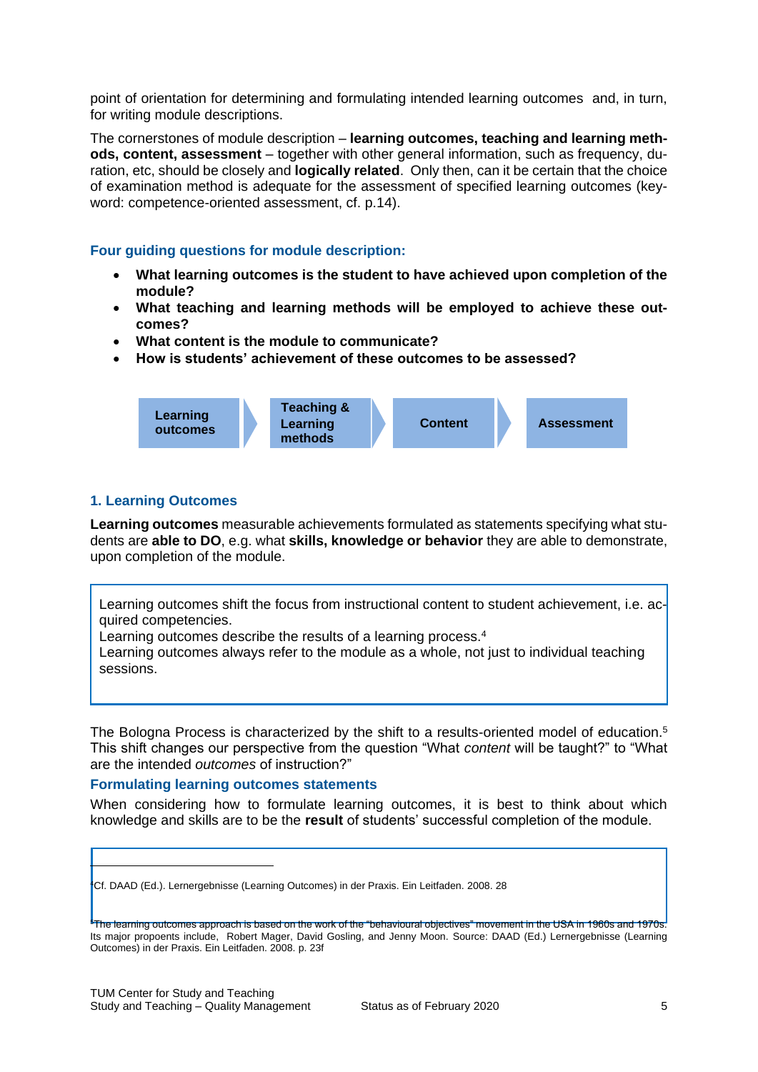point of orientation for determining and formulating intended learning outcomes and, in turn, for writing module descriptions.

The cornerstones of module description – **learning outcomes, teaching and learning methods, content, assessment** – together with other general information, such as frequency, duration, etc, should be closely and **logically related**. Only then, can it be certain that the choice of examination method is adequate for the assessment of specified learning outcomes (keyword: competence-oriented assessment, cf. p.14).

### Four guiding questions for module description:

- **What learning outcomes is the student to have achieved upon completion of the module?**
- **What teaching and learning methods will be employed to achieve these outcomes?**
- **What content is the module to communicate?**
- **How is students' achievement of these outcomes to be assessed?**

**Learning outcomes** → **Teaching & Learning methods** → **Content** → **Assessment**

### 1. Learning Outcomes

**Learning outcomes** measurable achievements formulated as statements specifying what students are **able to DO**, e.g. what **skills, knowledge or behavior** they are able to demonstrate, upon completion of the module.

> Learning outcomes shift the focus from instructional content to student achievement, i.e. acquired competencies.
> Learning outcomes describe the results of a learning process.[4]
> Learning outcomes always refer to the module as a whole, not just to individual teaching sessions.

The Bologna Process is characterized by the shift to a results-oriented model of education.[5] This shift changes our perspective from the question "What *content* will be taught?" to "What are the intended *outcomes* of instruction?"

#### Formulating learning outcomes statements

When considering how to formulate learning outcomes, it is best to think about which knowledge and skills are to be the **result** of students' successful completion of the module.

---

[4] Cf. DAAD (Ed.). Lernergebnisse (Learning Outcomes) in der Praxis. Ein Leitfaden. 2008. 28

[5] The learning outcomes approach is based on the work of the "behavioural objectives" movement in the USA in 1960s and 1970s. Its major propoents include, Robert Mager, David Gosling, and Jenny Moon. Source: DAAD (Ed.) Lernergebnisse (Learning Outcomes) in der Praxis. Ein Leitfaden. 2008. p. 23f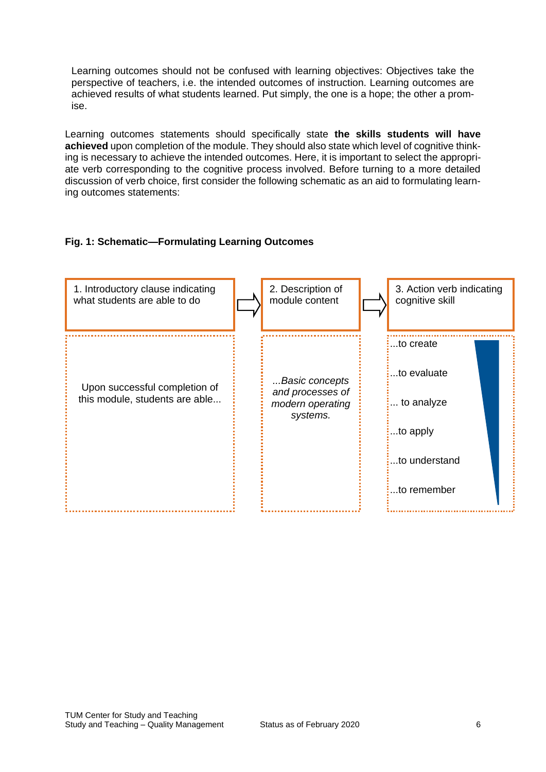Learning outcomes should not be confused with learning objectives: Objectives take the perspective of teachers, i.e. the intended outcomes of instruction. Learning outcomes are achieved results of what students learned. Put simply, the one is a hope; the other a promise.

Learning outcomes statements should specifically state **the skills students will have achieved** upon completion of the module. They should also state which level of cognitive thinking is necessary to achieve the intended outcomes. Here, it is important to select the appropriate verb corresponding to the cognitive process involved. Before turning to a more detailed discussion of verb choice, first consider the following schematic as an aid to formulating learning outcomes statements:

**Fig. 1: Schematic—Formulating Learning Outcomes**

| 1. Introductory clause indicating what students are able to do | 2. Description of module content | 3. Action verb indicating cognitive skill |
| --- | --- | --- |
| Upon successful completion of this module, students are able... | *...Basic concepts and processes of modern operating systems.* | ...to create<br>...to evaluate<br>... to analyze<br>...to apply<br>...to understand<br>...to remember |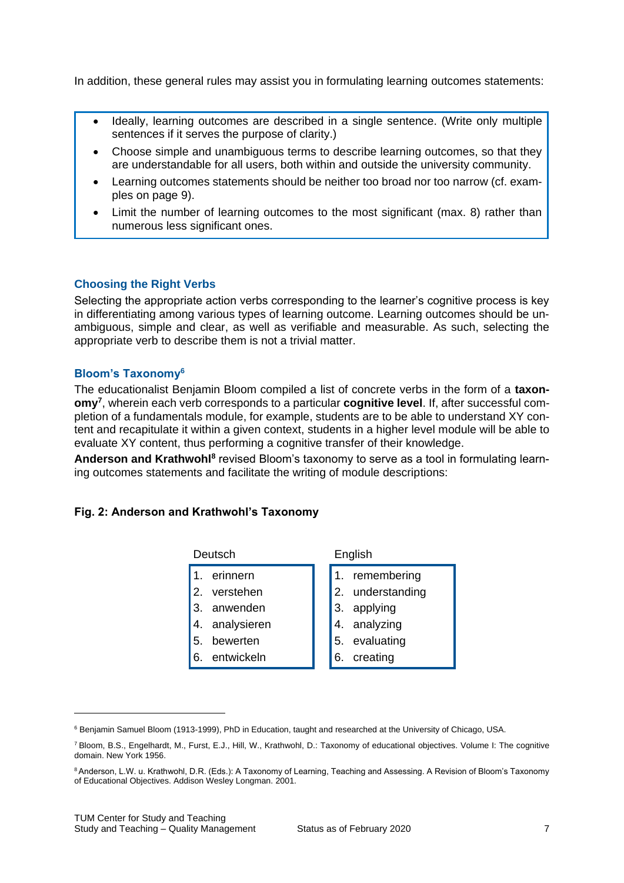In addition, these general rules may assist you in formulating learning outcomes statements:

- Ideally, learning outcomes are described in a single sentence. (Write only multiple sentences if it serves the purpose of clarity.)
- Choose simple and unambiguous terms to describe learning outcomes, so that they are understandable for all users, both within and outside the university community.
- Learning outcomes statements should be neither too broad nor too narrow (cf. examples on page 9).
- Limit the number of learning outcomes to the most significant (max. 8) rather than numerous less significant ones.

### Choosing the Right Verbs

Selecting the appropriate action verbs corresponding to the learner's cognitive process is key in differentiating among various types of learning outcome. Learning outcomes should be unambiguous, simple and clear, as well as verifiable and measurable. As such, selecting the appropriate verb to describe them is not a trivial matter.

### Bloom's Taxonomy[6]

The educationalist Benjamin Bloom compiled a list of concrete verbs in the form of a **taxonomy**[7], wherein each verb corresponds to a particular **cognitive level**. If, after successful completion of a fundamentals module, for example, students are to be able to understand XY content and recapitulate it within a given context, students in a higher level module will be able to evaluate XY content, thus performing a cognitive transfer of their knowledge.

**Anderson and Krathwohl**[8] revised Bloom's taxonomy to serve as a tool in formulating learning outcomes statements and facilitate the writing of module descriptions:

**Fig. 2: Anderson and Krathwohl's Taxonomy**

| Deutsch | English |
|---|---|
| 1. erinnern | 1. remembering |
| 2. verstehen | 2. understanding |
| 3. anwenden | 3. applying |
| 4. analysieren | 4. analyzing |
| 5. bewerten | 5. evaluating |
| 6. entwickeln | 6. creating |

---

[6] Benjamin Samuel Bloom (1913-1999), PhD in Education, taught and researched at the University of Chicago, USA.

[7] Bloom, B.S., Engelhardt, M., Furst, E.J., Hill, W., Krathwohl, D.: Taxonomy of educational objectives. Volume I: The cognitive domain. New York 1956.

[8] Anderson, L.W. u. Krathwohl, D.R. (Eds.): A Taxonomy of Learning, Teaching and Assessing. A Revision of Bloom's Taxonomy of Educational Objectives. Addison Wesley Longman. 2001.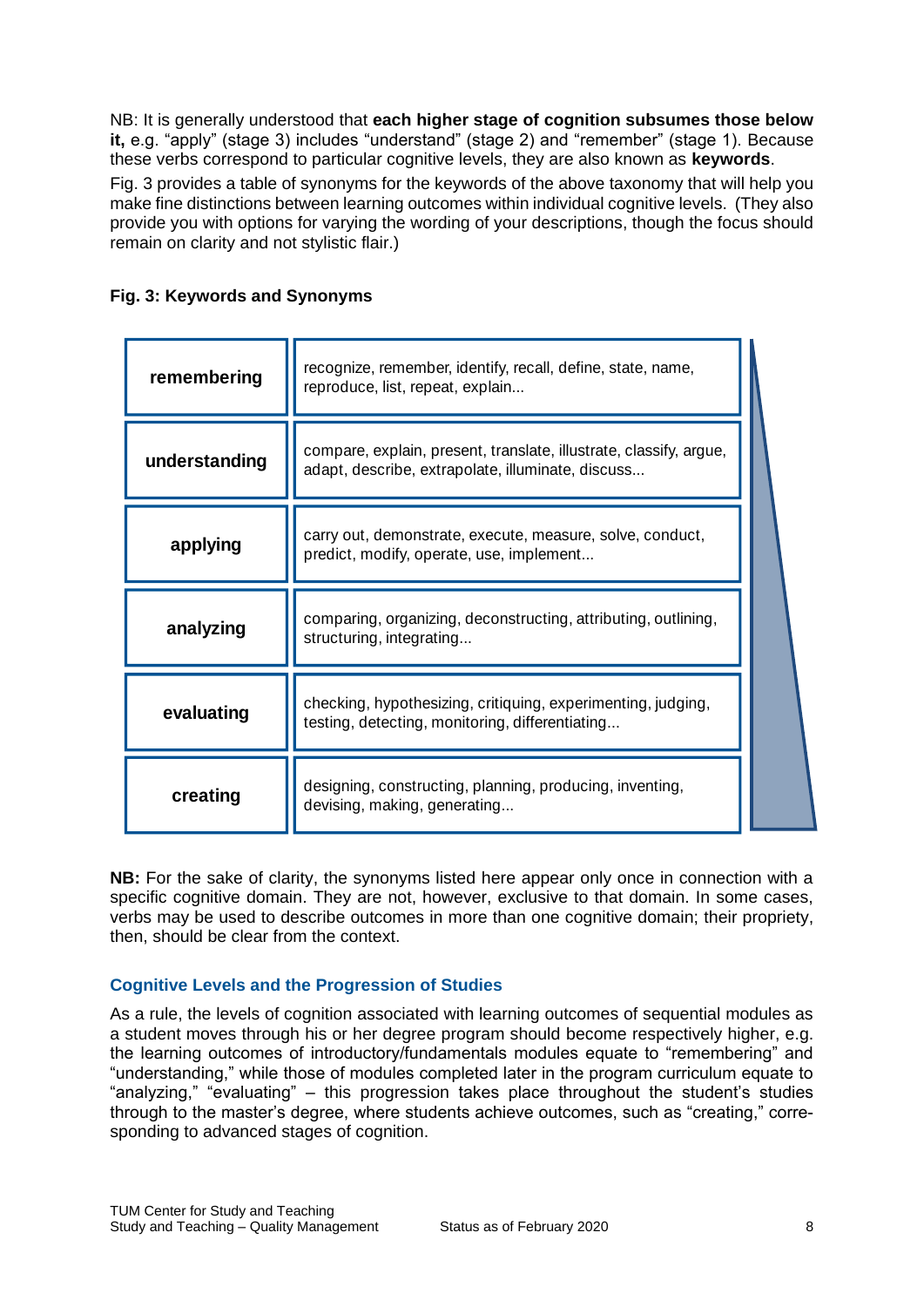NB: It is generally understood that **each higher stage of cognition subsumes those below it,** e.g. "apply" (stage 3) includes "understand" (stage 2) and "remember" (stage 1). Because these verbs correspond to particular cognitive levels, they are also known as **keywords**.

Fig. 3 provides a table of synonyms for the keywords of the above taxonomy that will help you make fine distinctions between learning outcomes within individual cognitive levels. (They also provide you with options for varying the wording of your descriptions, though the focus should remain on clarity and not stylistic flair.)

**Fig. 3: Keywords and Synonyms**

| Keyword | Synonyms |
|---|---|
| **remembering** | recognize, remember, identify, recall, define, state, name, reproduce, list, repeat, explain... |
| **understanding** | compare, explain, present, translate, illustrate, classify, argue, adapt, describe, extrapolate, illuminate, discuss... |
| **applying** | carry out, demonstrate, execute, measure, solve, conduct, predict, modify, operate, use, implement... |
| **analyzing** | comparing, organizing, deconstructing, attributing, outlining, structuring, integrating... |
| **evaluating** | checking, hypothesizing, critiquing, experimenting, judging, testing, detecting, monitoring, differentiating... |
| **creating** | designing, constructing, planning, producing, inventing, devising, making, generating... |

**NB:** For the sake of clarity, the synonyms listed here appear only once in connection with a specific cognitive domain. They are not, however, exclusive to that domain. In some cases, verbs may be used to describe outcomes in more than one cognitive domain; their propriety, then, should be clear from the context.

### Cognitive Levels and the Progression of Studies

As a rule, the levels of cognition associated with learning outcomes of sequential modules as a student moves through his or her degree program should become respectively higher, e.g. the learning outcomes of introductory/fundamentals modules equate to "remembering" and "understanding," while those of modules completed later in the program curriculum equate to "analyzing," "evaluating" – this progression takes place throughout the student's studies through to the master's degree, where students achieve outcomes, such as "creating," corresponding to advanced stages of cognition.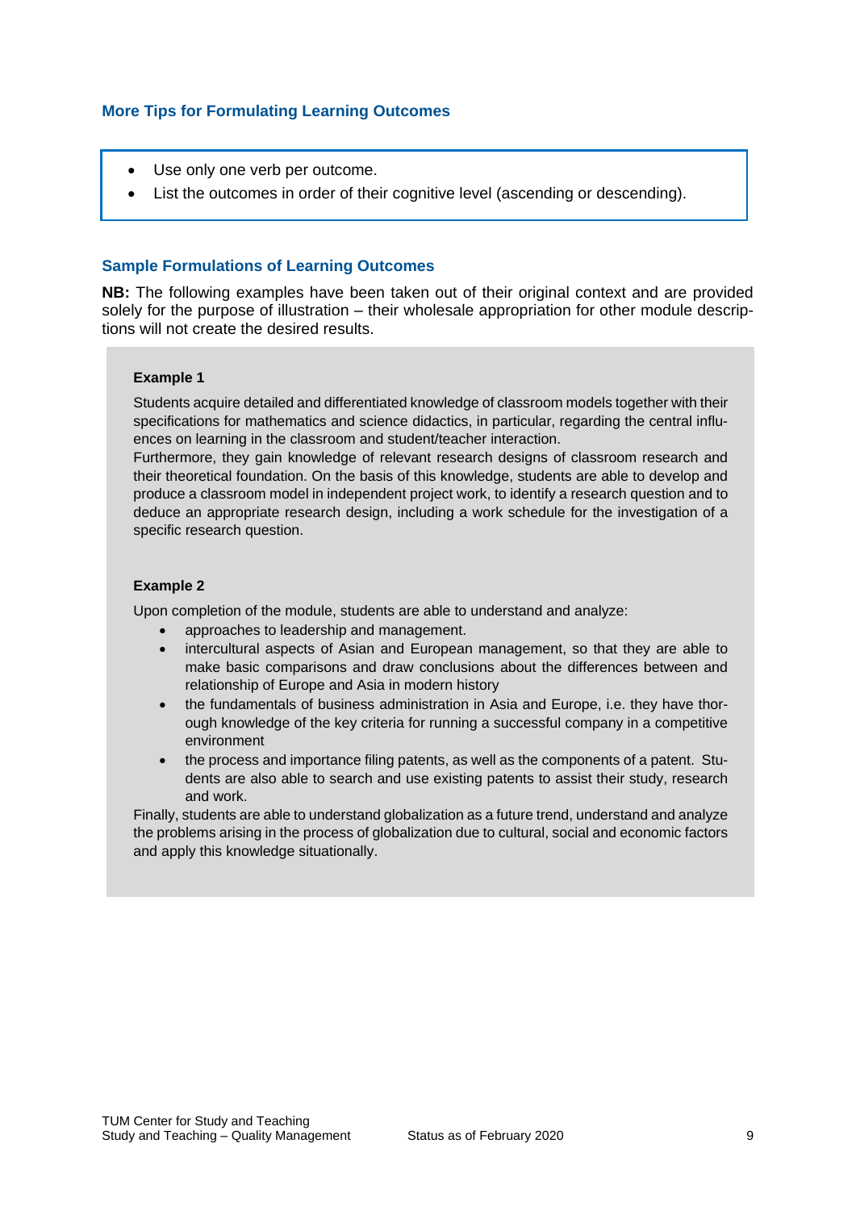## More Tips for Formulating Learning Outcomes

- Use only one verb per outcome.
- List the outcomes in order of their cognitive level (ascending or descending).

## Sample Formulations of Learning Outcomes

**NB:** The following examples have been taken out of their original context and are provided solely for the purpose of illustration – their wholesale appropriation for other module descriptions will not create the desired results.

**Example 1**

Students acquire detailed and differentiated knowledge of classroom models together with their specifications for mathematics and science didactics, in particular, regarding the central influences on learning in the classroom and student/teacher interaction.
Furthermore, they gain knowledge of relevant research designs of classroom research and their theoretical foundation. On the basis of this knowledge, students are able to develop and produce a classroom model in independent project work, to identify a research question and to deduce an appropriate research design, including a work schedule for the investigation of a specific research question.

**Example 2**

Upon completion of the module, students are able to understand and analyze:

- approaches to leadership and management.
- intercultural aspects of Asian and European management, so that they are able to make basic comparisons and draw conclusions about the differences between and relationship of Europe and Asia in modern history
- the fundamentals of business administration in Asia and Europe, i.e. they have thorough knowledge of the key criteria for running a successful company in a competitive environment
- the process and importance filing patents, as well as the components of a patent. Students are also able to search and use existing patents to assist their study, research and work.

Finally, students are able to understand globalization as a future trend, understand and analyze the problems arising in the process of globalization due to cultural, social and economic factors and apply this knowledge situationally.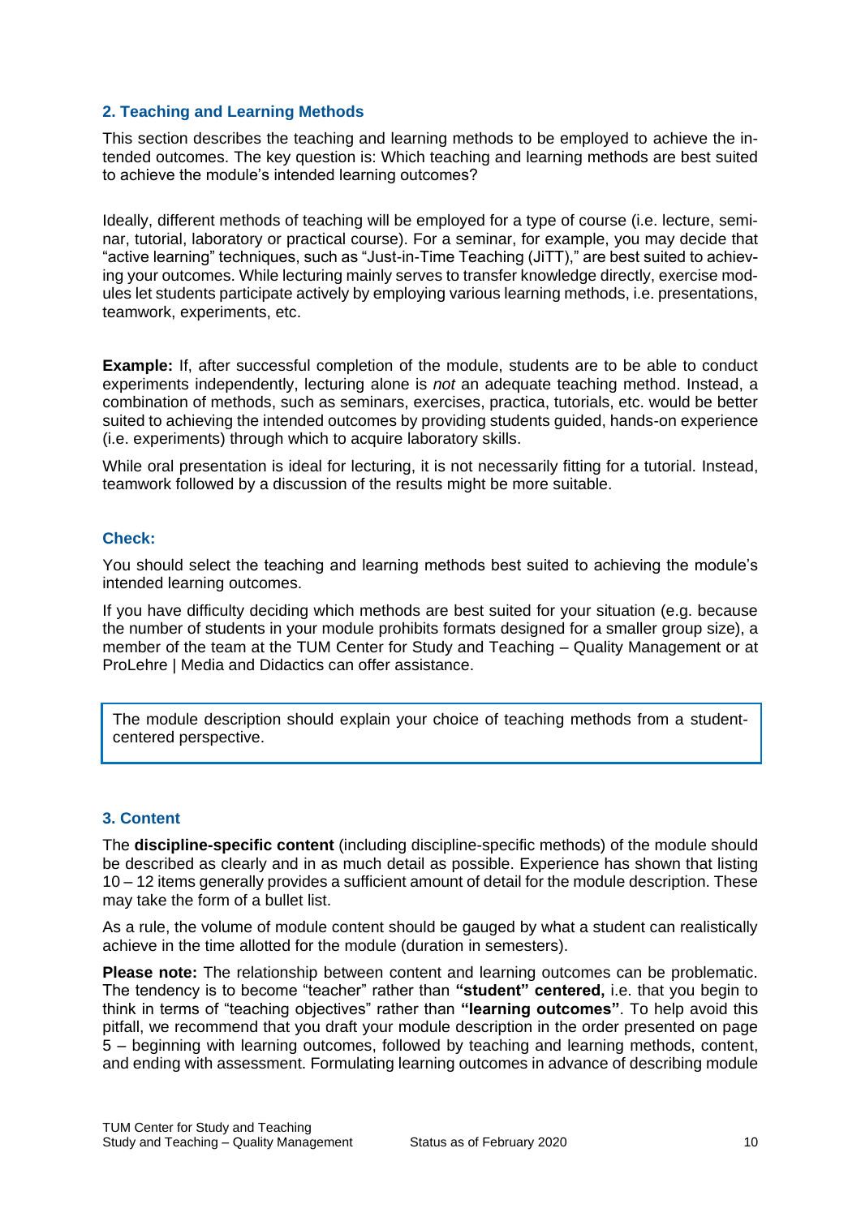## 2. Teaching and Learning Methods

This section describes the teaching and learning methods to be employed to achieve the intended outcomes. The key question is: Which teaching and learning methods are best suited to achieve the module's intended learning outcomes?

Ideally, different methods of teaching will be employed for a type of course (i.e. lecture, seminar, tutorial, laboratory or practical course). For a seminar, for example, you may decide that "active learning" techniques, such as "Just-in-Time Teaching (JiTT)," are best suited to achieving your outcomes. While lecturing mainly serves to transfer knowledge directly, exercise modules let students participate actively by employing various learning methods, i.e. presentations, teamwork, experiments, etc.

**Example:** If, after successful completion of the module, students are to be able to conduct experiments independently, lecturing alone is *not* an adequate teaching method. Instead, a combination of methods, such as seminars, exercises, practica, tutorials, etc. would be better suited to achieving the intended outcomes by providing students guided, hands-on experience (i.e. experiments) through which to acquire laboratory skills.

While oral presentation is ideal for lecturing, it is not necessarily fitting for a tutorial. Instead, teamwork followed by a discussion of the results might be more suitable.

### Check:

You should select the teaching and learning methods best suited to achieving the module's intended learning outcomes.

If you have difficulty deciding which methods are best suited for your situation (e.g. because the number of students in your module prohibits formats designed for a smaller group size), a member of the team at the TUM Center for Study and Teaching – Quality Management or at ProLehre | Media and Didactics can offer assistance.

> The module description should explain your choice of teaching methods from a student-centered perspective.

## 3. Content

The **discipline-specific content** (including discipline-specific methods) of the module should be described as clearly and in as much detail as possible. Experience has shown that listing 10 – 12 items generally provides a sufficient amount of detail for the module description. These may take the form of a bullet list.

As a rule, the volume of module content should be gauged by what a student can realistically achieve in the time allotted for the module (duration in semesters).

**Please note:** The relationship between content and learning outcomes can be problematic. The tendency is to become "teacher" rather than **"student" centered,** i.e. that you begin to think in terms of "teaching objectives" rather than **"learning outcomes"**. To help avoid this pitfall, we recommend that you draft your module description in the order presented on page 5 – beginning with learning outcomes, followed by teaching and learning methods, content, and ending with assessment. Formulating learning outcomes in advance of describing module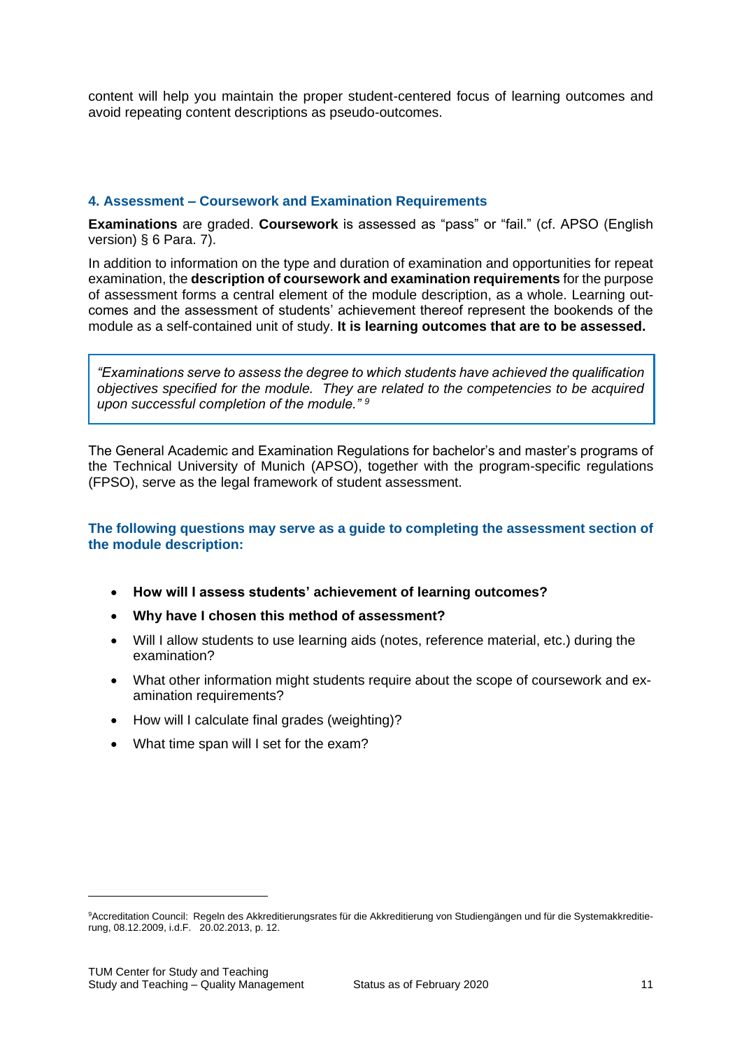content will help you maintain the proper student-centered focus of learning outcomes and avoid repeating content descriptions as pseudo-outcomes.

### 4. Assessment – Coursework and Examination Requirements

**Examinations** are graded. **Coursework** is assessed as "pass" or "fail." (cf. APSO (English version) § 6 Para. 7).

In addition to information on the type and duration of examination and opportunities for repeat examination, the **description of coursework and examination requirements** for the purpose of assessment forms a central element of the module description, as a whole. Learning outcomes and the assessment of students' achievement thereof represent the bookends of the module as a self-contained unit of study. **It is learning outcomes that are to be assessed.**

> *"Examinations serve to assess the degree to which students have achieved the qualification objectives specified for the module. They are related to the competencies to be acquired upon successful completion of the module."* [9]

The General Academic and Examination Regulations for bachelor's and master's programs of the Technical University of Munich (APSO), together with the program-specific regulations (FPSO), serve as the legal framework of student assessment.

**The following questions may serve as a guide to completing the assessment section of the module description:**

- **How will I assess students' achievement of learning outcomes?**
- **Why have I chosen this method of assessment?**
- Will I allow students to use learning aids (notes, reference material, etc.) during the examination?
- What other information might students require about the scope of coursework and examination requirements?
- How will I calculate final grades (weighting)?
- What time span will I set for the exam?

---

[9] Accreditation Council: Regeln des Akkreditierungsrates für die Akkreditierung von Studiengängen und für die Systemakkreditierung, 08.12.2009, i.d.F. 20.02.2013, p. 12.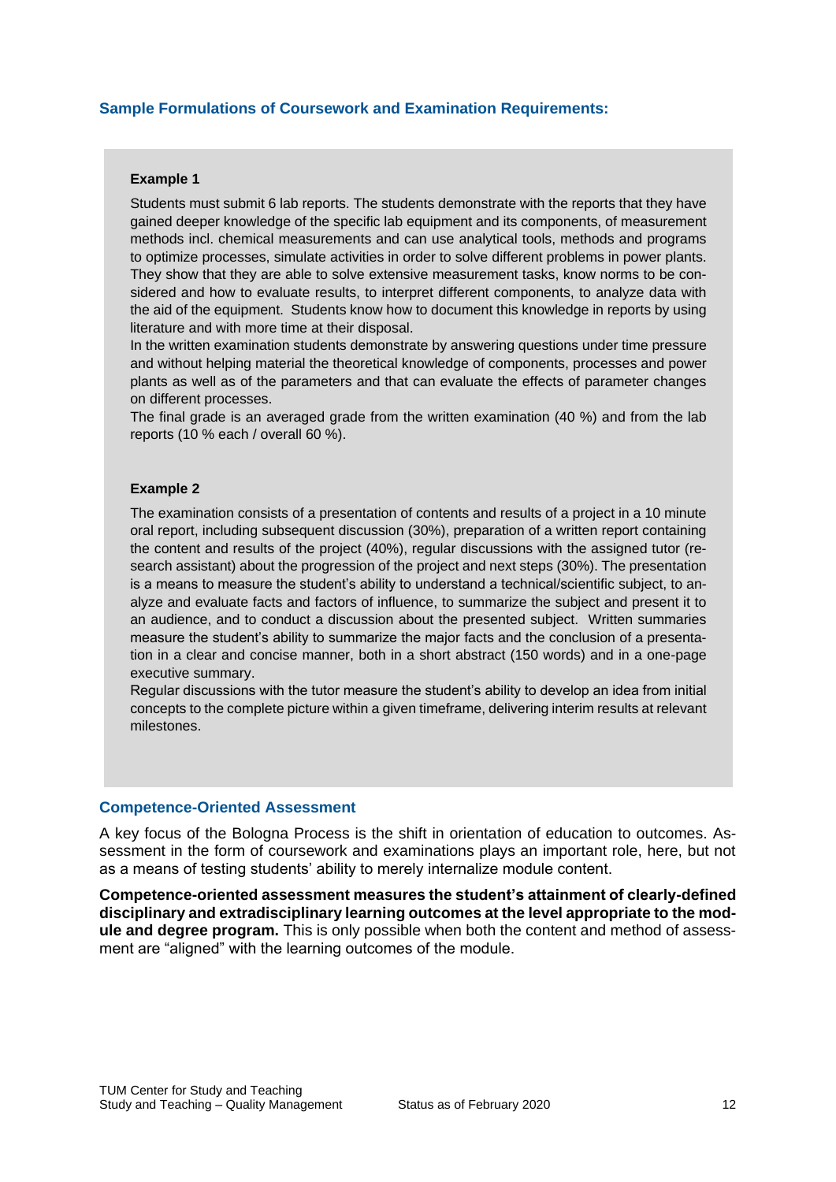### Sample Formulations of Coursework and Examination Requirements:

**Example 1**

Students must submit 6 lab reports. The students demonstrate with the reports that they have gained deeper knowledge of the specific lab equipment and its components, of measurement methods incl. chemical measurements and can use analytical tools, methods and programs to optimize processes, simulate activities in order to solve different problems in power plants. They show that they are able to solve extensive measurement tasks, know norms to be considered and how to evaluate results, to interpret different components, to analyze data with the aid of the equipment. Students know how to document this knowledge in reports by using literature and with more time at their disposal.

In the written examination students demonstrate by answering questions under time pressure and without helping material the theoretical knowledge of components, processes and power plants as well as of the parameters and that can evaluate the effects of parameter changes on different processes.

The final grade is an averaged grade from the written examination (40 %) and from the lab reports (10 % each / overall 60 %).

**Example 2**

The examination consists of a presentation of contents and results of a project in a 10 minute oral report, including subsequent discussion (30%), preparation of a written report containing the content and results of the project (40%), regular discussions with the assigned tutor (research assistant) about the progression of the project and next steps (30%). The presentation is a means to measure the student's ability to understand a technical/scientific subject, to analyze and evaluate facts and factors of influence, to summarize the subject and present it to an audience, and to conduct a discussion about the presented subject. Written summaries measure the student's ability to summarize the major facts and the conclusion of a presentation in a clear and concise manner, both in a short abstract (150 words) and in a one-page executive summary.

Regular discussions with the tutor measure the student's ability to develop an idea from initial concepts to the complete picture within a given timeframe, delivering interim results at relevant milestones.

### Competence-Oriented Assessment

A key focus of the Bologna Process is the shift in orientation of education to outcomes. Assessment in the form of coursework and examinations plays an important role, here, but not as a means of testing students' ability to merely internalize module content.

**Competence-oriented assessment measures the student's attainment of clearly-defined disciplinary and extradisciplinary learning outcomes at the level appropriate to the module and degree program.** This is only possible when both the content and method of assessment are "aligned" with the learning outcomes of the module.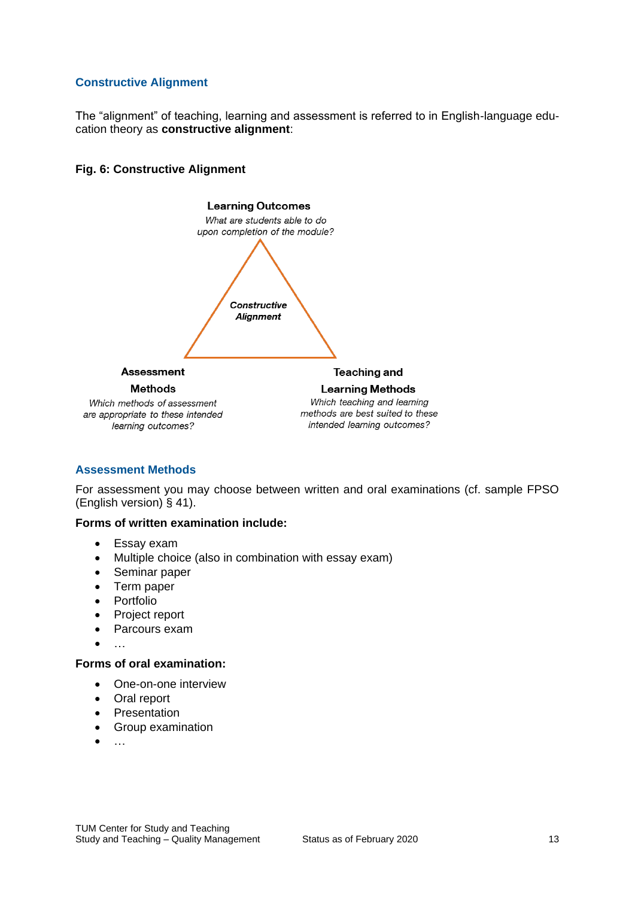## Constructive Alignment

The “alignment” of teaching, learning and assessment is referred to in English-language education theory as **constructive alignment**:

**Fig. 6: Constructive Alignment**

**Learning Outcomes**
*What are students able to do upon completion of the module?*

***Constructive Alignment***

**Assessment Methods**
*Which methods of assessment are appropriate to these intended learning outcomes?*

**Teaching and Learning Methods**
*Which teaching and learning methods are best suited to these intended learning outcomes?*

## Assessment Methods

For assessment you may choose between written and oral examinations (cf. sample FPSO (English version) § 41).

**Forms of written examination include:**

- Essay exam
- Multiple choice (also in combination with essay exam)
- Seminar paper
- Term paper
- Portfolio
- Project report
- Parcours exam
- …

**Forms of oral examination:**

- One-on-one interview
- Oral report
- Presentation
- Group examination
- …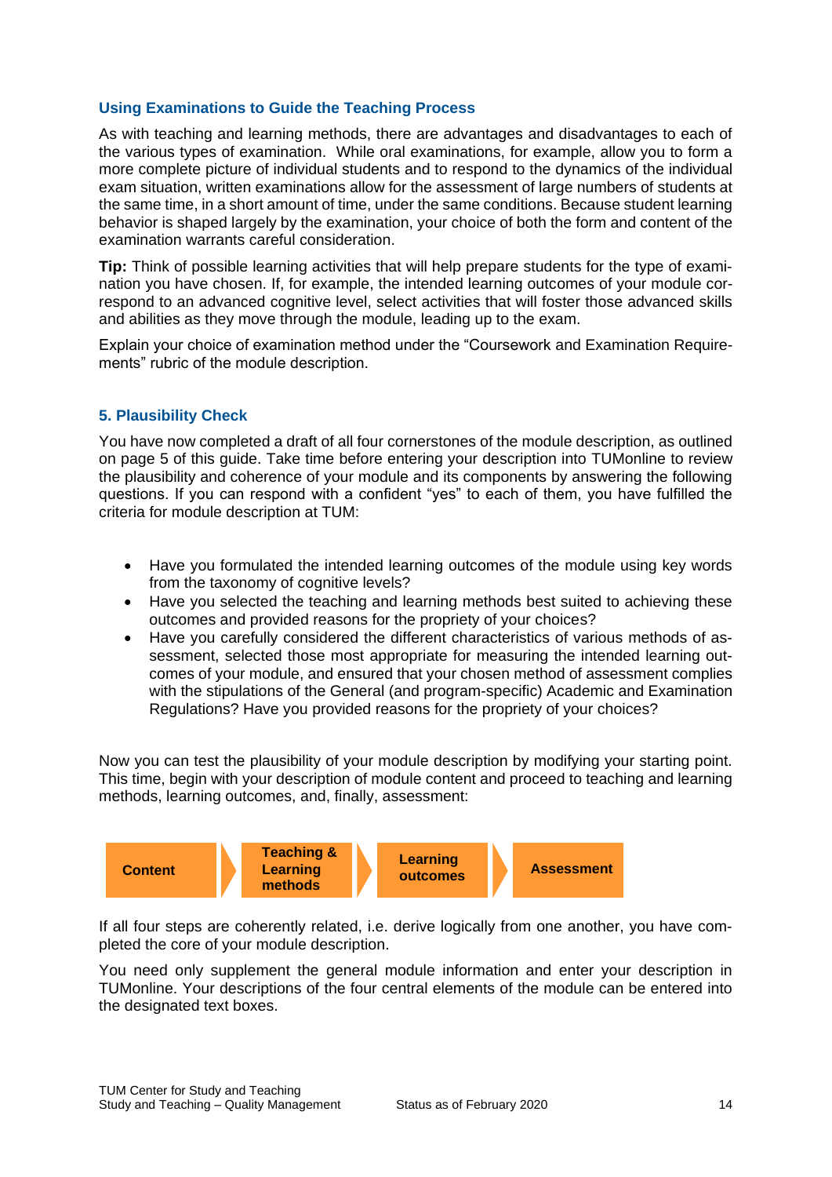### Using Examinations to Guide the Teaching Process

As with teaching and learning methods, there are advantages and disadvantages to each of the various types of examination. While oral examinations, for example, allow you to form a more complete picture of individual students and to respond to the dynamics of the individual exam situation, written examinations allow for the assessment of large numbers of students at the same time, in a short amount of time, under the same conditions. Because student learning behavior is shaped largely by the examination, your choice of both the form and content of the examination warrants careful consideration.

**Tip:** Think of possible learning activities that will help prepare students for the type of examination you have chosen. If, for example, the intended learning outcomes of your module correspond to an advanced cognitive level, select activities that will foster those advanced skills and abilities as they move through the module, leading up to the exam.

Explain your choice of examination method under the "Coursework and Examination Requirements" rubric of the module description.

### 5. Plausibility Check

You have now completed a draft of all four cornerstones of the module description, as outlined on page 5 of this guide. Take time before entering your description into TUMonline to review the plausibility and coherence of your module and its components by answering the following questions. If you can respond with a confident "yes" to each of them, you have fulfilled the criteria for module description at TUM:

- Have you formulated the intended learning outcomes of the module using key words from the taxonomy of cognitive levels?
- Have you selected the teaching and learning methods best suited to achieving these outcomes and provided reasons for the propriety of your choices?
- Have you carefully considered the different characteristics of various methods of assessment, selected those most appropriate for measuring the intended learning outcomes of your module, and ensured that your chosen method of assessment complies with the stipulations of the General (and program-specific) Academic and Examination Regulations? Have you provided reasons for the propriety of your choices?

Now you can test the plausibility of your module description by modifying your starting point. This time, begin with your description of module content and proceed to teaching and learning methods, learning outcomes, and, finally, assessment:

**Content** → **Teaching & Learning methods** → **Learning outcomes** → **Assessment**

If all four steps are coherently related, i.e. derive logically from one another, you have completed the core of your module description.

You need only supplement the general module information and enter your description in TUMonline. Your descriptions of the four central elements of the module can be entered into the designated text boxes.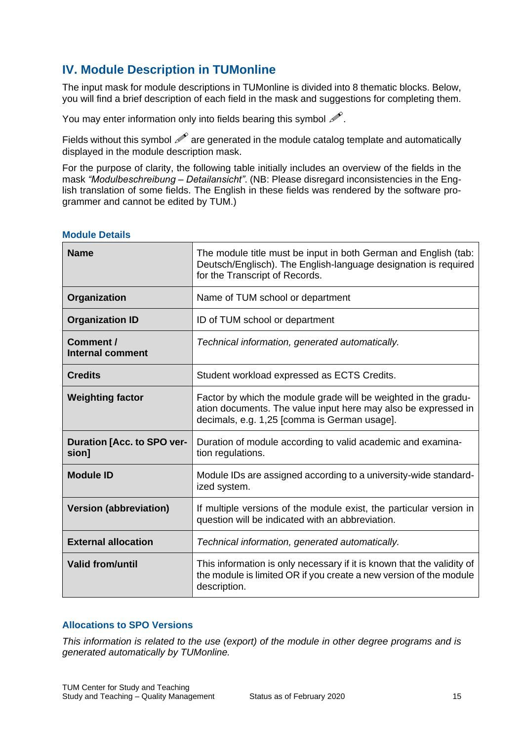## IV. Module Description in TUMonline

The input mask for module descriptions in TUMonline is divided into 8 thematic blocks. Below, you will find a brief description of each field in the mask and suggestions for completing them.

You may enter information only into fields bearing this symbol ✐.

Fields without this symbol ✐ are generated in the module catalog template and automatically displayed in the module description mask.

For the purpose of clarity, the following table initially includes an overview of the fields in the mask *"Modulbeschreibung – Detailansicht"*. (NB: Please disregard inconsistencies in the English translation of some fields. The English in these fields was rendered by the software programmer and cannot be edited by TUM.)

### Module Details

| | |
|---|---|
| **Name** | The module title must be input in both German and English (tab: Deutsch/Englisch). The English-language designation is required for the Transcript of Records. |
| **Organization** | Name of TUM school or department |
| **Organization ID** | ID of TUM school or department |
| **Comment / Internal comment** | *Technical information, generated automatically.* |
| **Credits** | Student workload expressed as ECTS Credits. |
| **Weighting factor** | Factor by which the module grade will be weighted in the graduation documents. The value input here may also be expressed in decimals, e.g. 1,25 [comma is German usage]. |
| **Duration [Acc. to SPO version]** | Duration of module according to valid academic and examination regulations. |
| **Module ID** | Module IDs are assigned according to a university-wide standardized system. |
| **Version (abbreviation)** | If multiple versions of the module exist, the particular version in question will be indicated with an abbreviation. |
| **External allocation** | *Technical information, generated automatically.* |
| **Valid from/until** | This information is only necessary if it is known that the validity of the module is limited OR if you create a new version of the module description. |

### Allocations to SPO Versions

*This information is related to the use (export) of the module in other degree programs and is generated automatically by TUMonline.*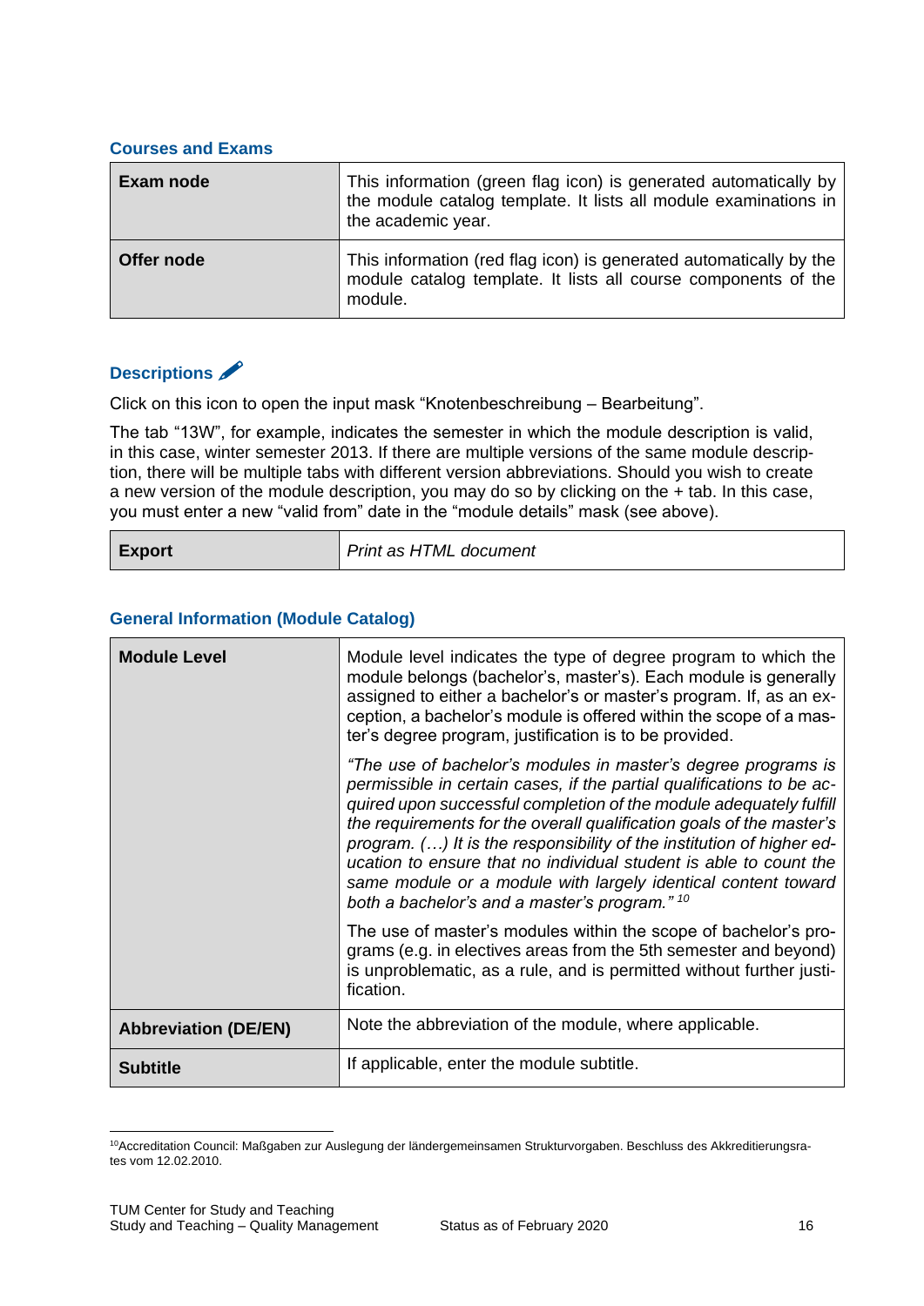### Courses and Exams

| | |
|---|---|
| **Exam node** | This information (green flag icon) is generated automatically by the module catalog template. It lists all module examinations in the academic year. |
| **Offer node** | This information (red flag icon) is generated automatically by the module catalog template. It lists all course components of the module. |

### Descriptions

Click on this icon to open the input mask “Knotenbeschreibung – Bearbeitung”.

The tab “13W”, for example, indicates the semester in which the module description is valid, in this case, winter semester 2013. If there are multiple versions of the same module description, there will be multiple tabs with different version abbreviations. Should you wish to create a new version of the module description, you may do so by clicking on the + tab. In this case, you must enter a new “valid from” date in the “module details” mask (see above).

| | |
|---|---|
| **Export** | *Print as HTML document* |

### General Information (Module Catalog)

| | |
|---|---|
| **Module Level** | Module level indicates the type of degree program to which the module belongs (bachelor’s, master’s). Each module is generally assigned to either a bachelor’s or master’s program. If, as an exception, a bachelor’s module is offered within the scope of a master’s degree program, justification is to be provided.<br><br>*“The use of bachelor’s modules in master’s degree programs is permissible in certain cases, if the partial qualifications to be acquired upon successful completion of the module adequately fulfill the requirements for the overall qualification goals of the master’s program. (…) It is the responsibility of the institution of higher education to ensure that no individual student is able to count the same module or a module with largely identical content toward both a bachelor’s and a master’s program.”* [10]<br><br>The use of master’s modules within the scope of bachelor’s programs (e.g. in electives areas from the 5th semester and beyond) is unproblematic, as a rule, and is permitted without further justification. |
| **Abbreviation (DE/EN)** | Note the abbreviation of the module, where applicable. |
| **Subtitle** | If applicable, enter the module subtitle. |

[10] Accreditation Council: Maßgaben zur Auslegung der ländergemeinsamen Strukturvorgaben. Beschluss des Akkreditierungsrates vom 12.02.2010.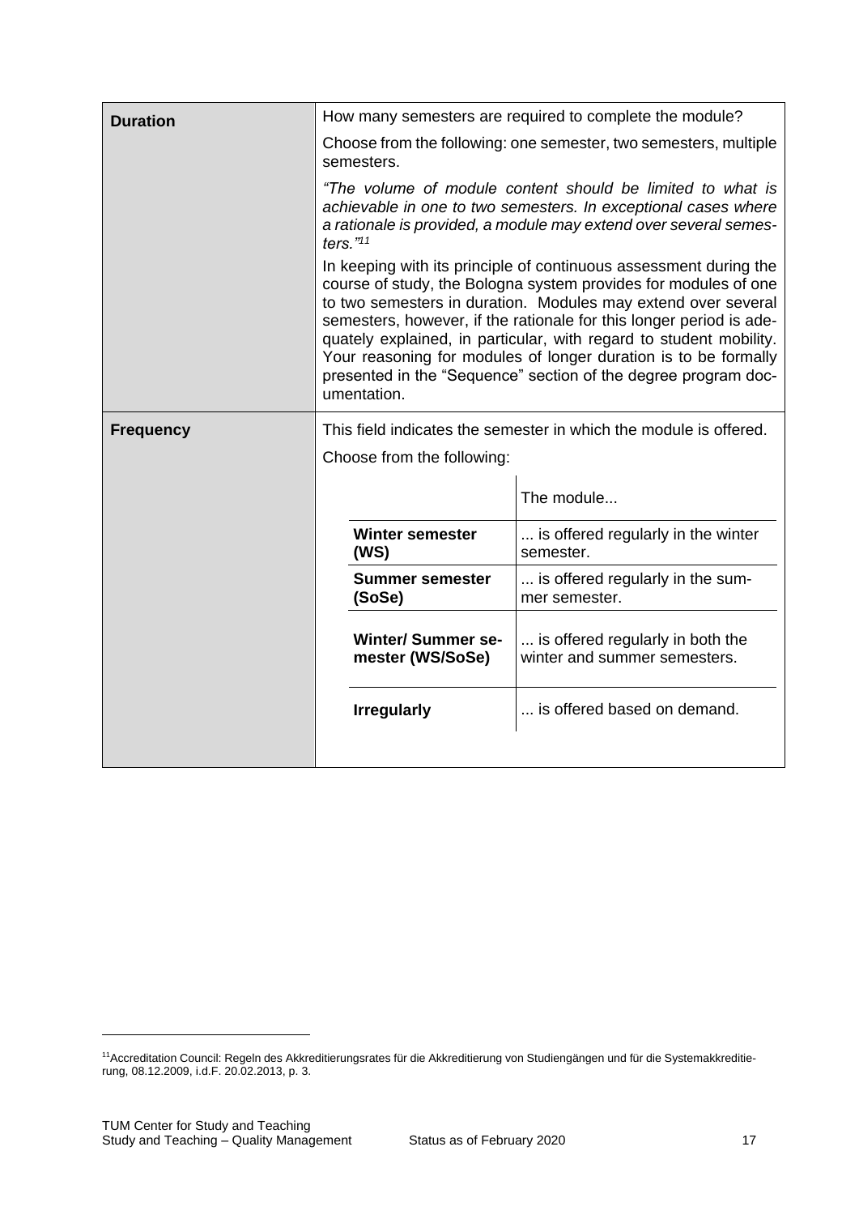| | |
|---|---|
| **Duration** | How many semesters are required to complete the module?<br><br>Choose from the following: one semester, two semesters, multiple semesters.<br><br>*"The volume of module content should be limited to what is achievable in one to two semesters. In exceptional cases where a rationale is provided, a module may extend over several semesters."*[11]<br><br>In keeping with its principle of continuous assessment during the course of study, the Bologna system provides for modules of one to two semesters in duration. Modules may extend over several semesters, however, if the rationale for this longer period is adequately explained, in particular, with regard to student mobility. Your reasoning for modules of longer duration is to be formally presented in the "Sequence" section of the degree program documentation. |
| **Frequency** | This field indicates the semester in which the module is offered.<br><br>Choose from the following: |

| | The module... |
|---|---|
| **Winter semester (WS)** | ... is offered regularly in the winter semester. |
| **Summer semester (SoSe)** | ... is offered regularly in the summer semester. |
| **Winter/ Summer semester (WS/SoSe)** | ... is offered regularly in both the winter and summer semesters. |
| **Irregularly** | ... is offered based on demand. |

[11] Accreditation Council: Regeln des Akkreditierungsrates für die Akkreditierung von Studiengängen und für die Systemakkreditierung, 08.12.2009, i.d.F. 20.02.2013, p. 3.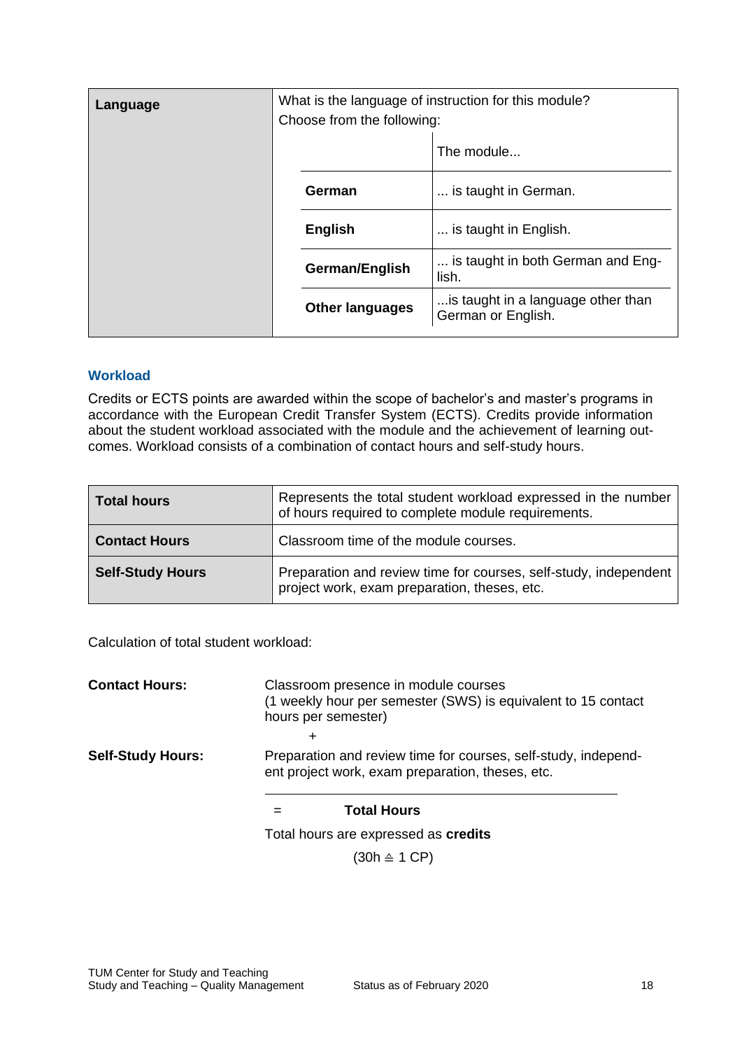| Language | What is the language of instruction for this module? Choose from the following: | |
|---|---|---|
| | | The module... |
| | **German** | ... is taught in German. |
| | **English** | ... is taught in English. |
| | **German/English** | ... is taught in both German and English. |
| | **Other languages** | ...is taught in a language other than German or English. |

## Workload

Credits or ECTS points are awarded within the scope of bachelor's and master's programs in accordance with the European Credit Transfer System (ECTS). Credits provide information about the student workload associated with the module and the achievement of learning outcomes. Workload consists of a combination of contact hours and self-study hours.

| **Total hours** | Represents the total student workload expressed in the number of hours required to complete module requirements. |
|---|---|
| **Contact Hours** | Classroom time of the module courses. |
| **Self-Study Hours** | Preparation and review time for courses, self-study, independent project work, exam preparation, theses, etc. |

Calculation of total student workload:

**Contact Hours:** Classroom presence in module courses
(1 weekly hour per semester (SWS) is equivalent to 15 contact hours per semester)

+

**Self-Study Hours:** Preparation and review time for courses, self-study, independent project work, exam preparation, theses, etc.

= **Total Hours**

Total hours are expressed as **credits**

(30h ≙ 1 CP)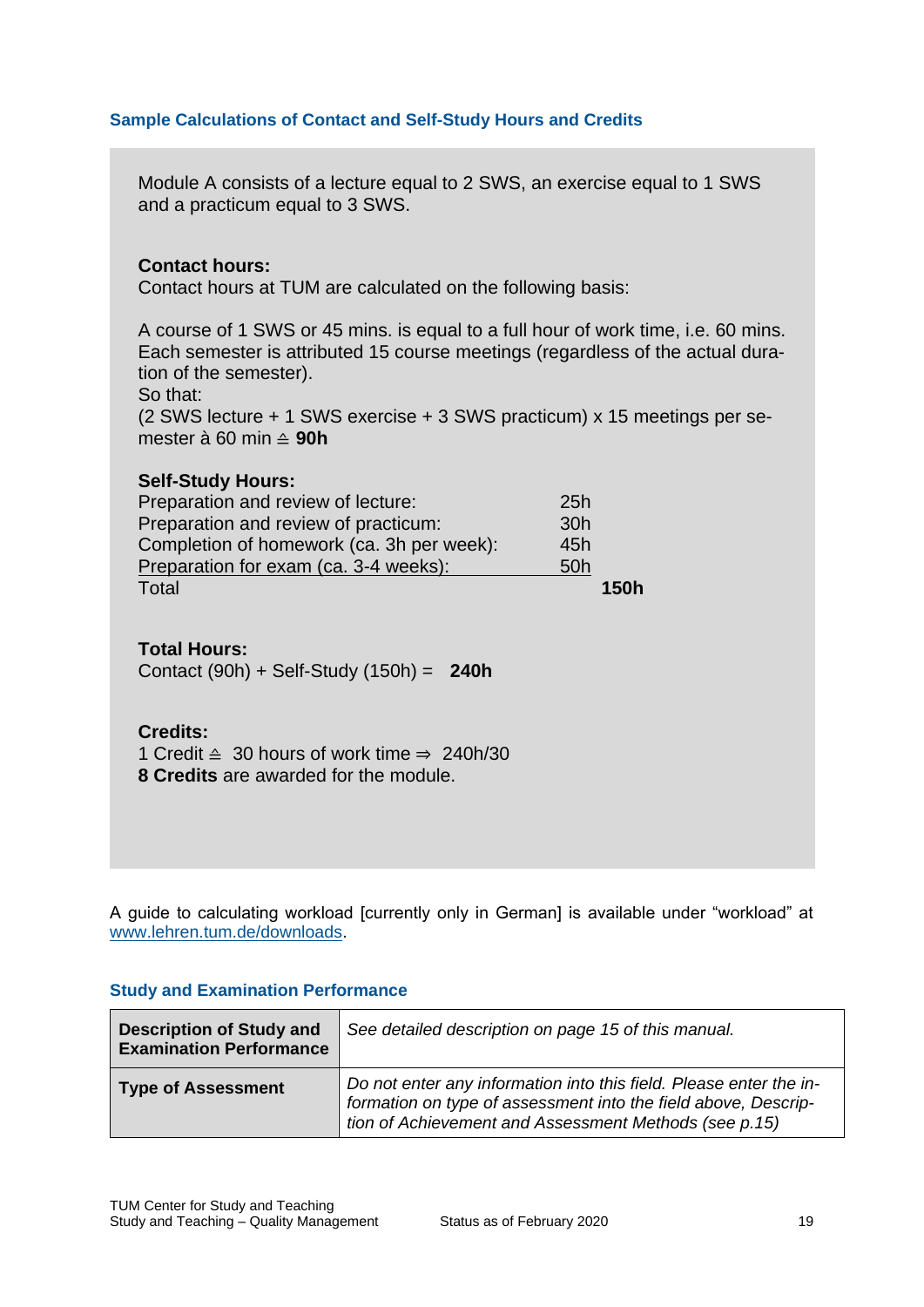## Sample Calculations of Contact and Self-Study Hours and Credits

Module A consists of a lecture equal to 2 SWS, an exercise equal to 1 SWS and a practicum equal to 3 SWS.

**Contact hours:**
Contact hours at TUM are calculated on the following basis:

A course of 1 SWS or 45 mins. is equal to a full hour of work time, i.e. 60 mins. Each semester is attributed 15 course meetings (regardless of the actual duration of the semester).
So that:
(2 SWS lecture + 1 SWS exercise + 3 SWS practicum) x 15 meetings per semester à 60 min ≙ **90h**

**Self-Study Hours:**

| | | |
|---|---|---|
| Preparation and review of lecture: | 25h | |
| Preparation and review of practicum: | 30h | |
| Completion of homework (ca. 3h per week): | 45h | |
| Preparation for exam (ca. 3-4 weeks): | 50h | |
| Total | | **150h** |

**Total Hours:**
Contact (90h) + Self-Study (150h) = **240h**

**Credits:**
1 Credit ≙ 30 hours of work time ⇒ 240h/30
**8 Credits** are awarded for the module.

A guide to calculating workload [currently only in German] is available under "workload" at www.lehren.tum.de/downloads.

## Study and Examination Performance

| | |
|---|---|
| **Description of Study and Examination Performance** | *See detailed description on page 15 of this manual.* |
| **Type of Assessment** | *Do not enter any information into this field. Please enter the information on type of assessment into the field above, Description of Achievement and Assessment Methods (see p.15)* |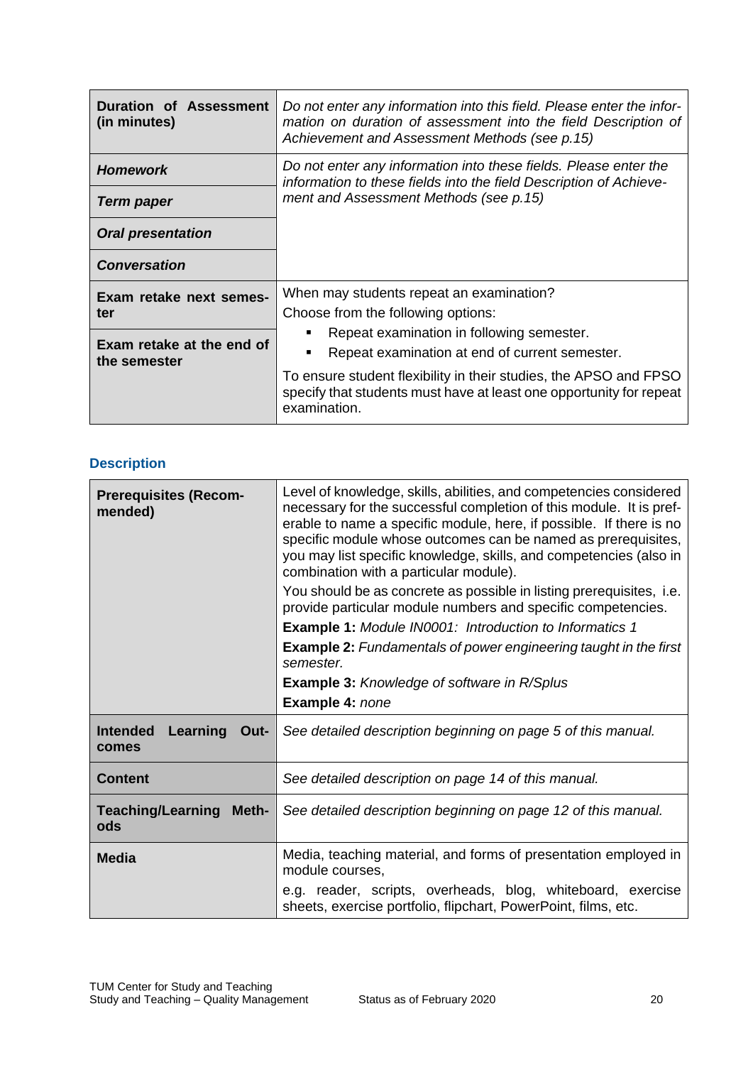| | |
|---|---|
| **Duration of Assessment (in minutes)** | *Do not enter any information into this field. Please enter the information on duration of assessment into the field Description of Achievement and Assessment Methods (see p.15)* |
| ***Homework*** | *Do not enter any information into these fields. Please enter the information to these fields into the field Description of Achievement and Assessment Methods (see p.15)* |
| ***Term paper*** | |
| ***Oral presentation*** | |
| ***Conversation*** | |
| **Exam retake next semester** | When may students repeat an examination?<br>Choose from the following options:<br>▪ Repeat examination in following semester.<br>▪ Repeat examination at end of current semester.<br>To ensure student flexibility in their studies, the APSO and FPSO specify that students must have at least one opportunity for repeat examination. |
| **Exam retake at the end of the semester** | |

### Description

| | |
|---|---|
| **Prerequisites (Recommended)** | Level of knowledge, skills, abilities, and competencies considered necessary for the successful completion of this module. It is preferable to name a specific module, here, if possible. If there is no specific module whose outcomes can be named as prerequisites, you may list specific knowledge, skills, and competencies (also in combination with a particular module).<br>You should be as concrete as possible in listing prerequisites, i.e. provide particular module numbers and specific competencies.<br>**Example 1:** *Module IN0001: Introduction to Informatics 1*<br>**Example 2:** *Fundamentals of power engineering taught in the first semester.*<br>**Example 3:** *Knowledge of software in R/Splus*<br>**Example 4:** *none* |
| **Intended Learning Outcomes** | *See detailed description beginning on page 5 of this manual.* |
| **Content** | *See detailed description on page 14 of this manual.* |
| **Teaching/Learning Methods** | *See detailed description beginning on page 12 of this manual.* |
| **Media** | Media, teaching material, and forms of presentation employed in module courses,<br>e.g. reader, scripts, overheads, blog, whiteboard, exercise sheets, exercise portfolio, flipchart, PowerPoint, films, etc. |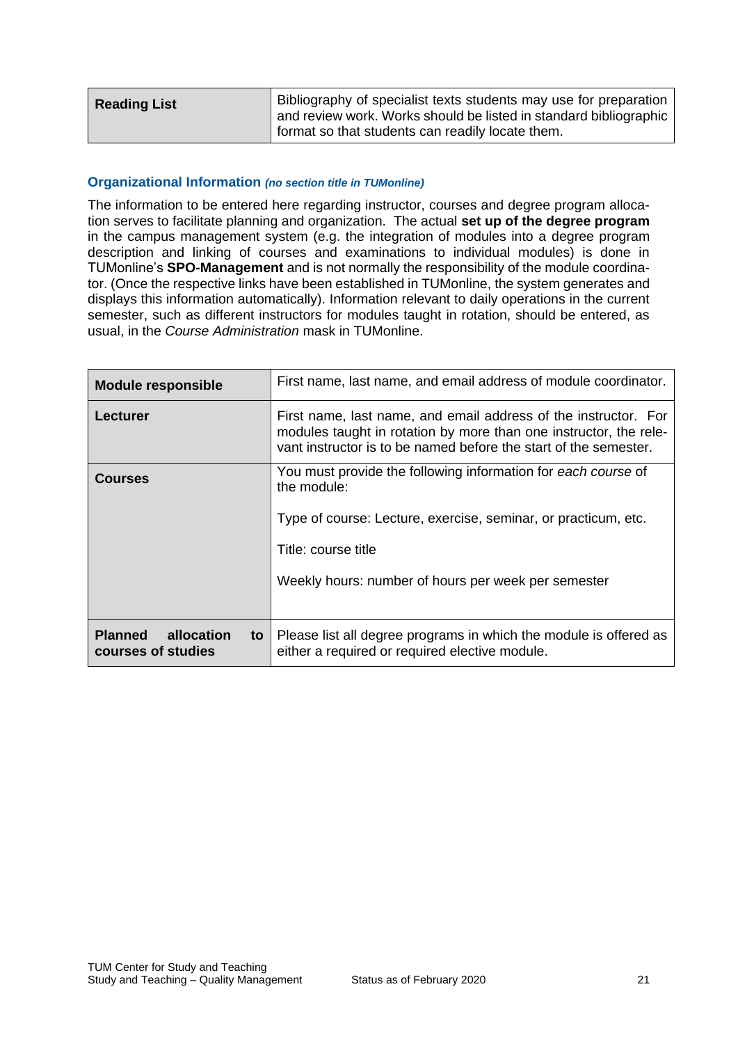| Reading List | Bibliography of specialist texts students may use for preparation and review work. Works should be listed in standard bibliographic format so that students can readily locate them. |
|---|---|

### Organizational Information *(no section title in TUMonline)*

The information to be entered here regarding instructor, courses and degree program allocation serves to facilitate planning and organization. The actual **set up of the degree program** in the campus management system (e.g. the integration of modules into a degree program description and linking of courses and examinations to individual modules) is done in TUMonline's **SPO-Management** and is not normally the responsibility of the module coordinator. (Once the respective links have been established in TUMonline, the system generates and displays this information automatically). Information relevant to daily operations in the current semester, such as different instructors for modules taught in rotation, should be entered, as usual, in the *Course Administration* mask in TUMonline.

| Module responsible | First name, last name, and email address of module coordinator. |
|---|---|
| **Lecturer** | First name, last name, and email address of the instructor. For modules taught in rotation by more than one instructor, the relevant instructor is to be named before the start of the semester. |
| **Courses** | You must provide the following information for *each course* of the module:<br><br>Type of course: Lecture, exercise, seminar, or practicum, etc.<br><br>Title: course title<br><br>Weekly hours: number of hours per week per semester |
| **Planned allocation to courses of studies** | Please list all degree programs in which the module is offered as either a required or required elective module. |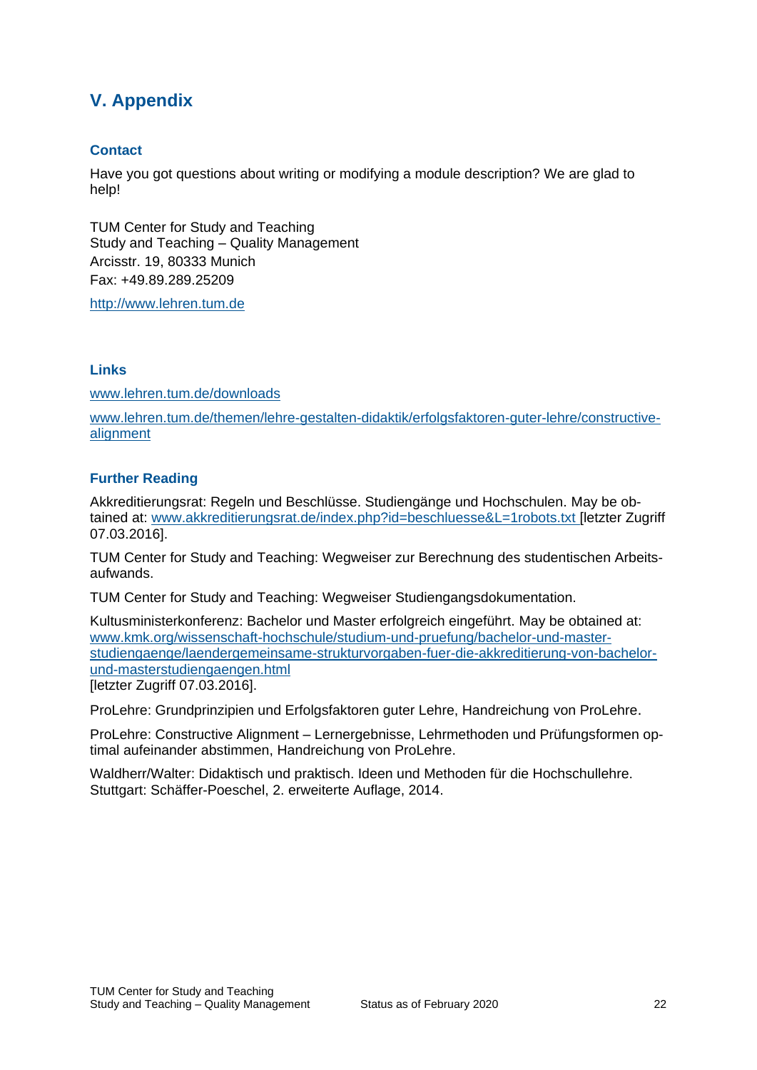## V. Appendix

### Contact

Have you got questions about writing or modifying a module description? We are glad to help!

TUM Center for Study and Teaching
Study and Teaching – Quality Management
Arcisstr. 19, 80333 Munich
Fax: +49.89.289.25209

http://www.lehren.tum.de

### Links

www.lehren.tum.de/downloads

www.lehren.tum.de/themen/lehre-gestalten-didaktik/erfolgsfaktoren-guter-lehre/constructive-alignment

### Further Reading

Akkreditierungsrat: Regeln und Beschlüsse. Studiengänge und Hochschulen. May be obtained at: www.akkreditierungsrat.de/index.php?id=beschluesse&L=1robots.txt [letzter Zugriff 07.03.2016].

TUM Center for Study and Teaching: Wegweiser zur Berechnung des studentischen Arbeitsaufwands.

TUM Center for Study and Teaching: Wegweiser Studiengangsdokumentation.

Kultusministerkonferenz: Bachelor und Master erfolgreich eingeführt. May be obtained at: www.kmk.org/wissenschaft-hochschule/studium-und-pruefung/bachelor-und-master-studiengaenge/laendergemeinsame-strukturvorgaben-fuer-die-akkreditierung-von-bachelor-und-masterstudiengaengen.html
[letzter Zugriff 07.03.2016].

ProLehre: Grundprinzipien und Erfolgsfaktoren guter Lehre, Handreichung von ProLehre.

ProLehre: Constructive Alignment – Lernergebnisse, Lehrmethoden und Prüfungsformen optimal aufeinander abstimmen, Handreichung von ProLehre.

Waldherr/Walter: Didaktisch und praktisch. Ideen und Methoden für die Hochschullehre. Stuttgart: Schäffer-Poeschel, 2. erweiterte Auflage, 2014.